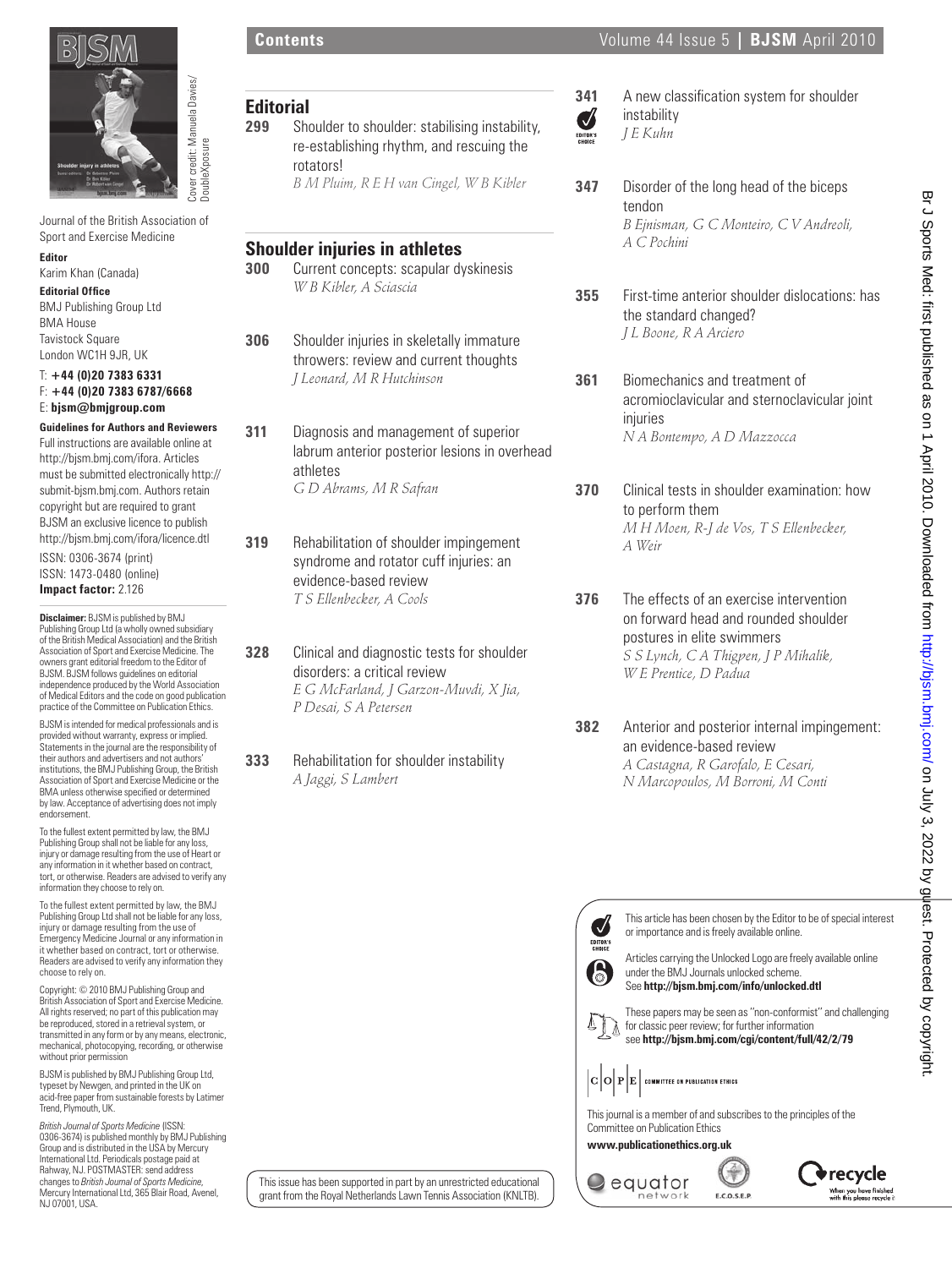# Contents

Volume 44 Issue 5 | **BJSM** April 2010

Cover credit: Manuela Davies/DoubleXposure

Journal of the British Association of Sport and Exercise Medicine

**Editor**
Karim Khan (Canada)

**Editorial Office**
BMJ Publishing Group Ltd
BMA House
Tavistock Square
London WC1H 9JR, UK

T: **+44 (0)20 7383 6331**
F: **+44 (0)20 7383 6787/6668**
E: **bjsm@bmjgroup.com**

**Guidelines for Authors and Reviewers**
Full instructions are available online at http://bjsm.bmj.com/ifora. Articles must be submitted electronically http://submit-bjsm.bmj.com. Authors retain copyright but are required to grant BJSM an exclusive licence to publish http://bjsm.bmj.com/ifora/licence.dtl

ISSN: 0306-3674 (print)
ISSN: 1473-0480 (online)
**Impact factor:** 2.126

**Disclaimer:** BJSM is published by BMJ Publishing Group Ltd (a wholly owned subsidiary of the British Medical Association) and the British Association of Sport and Exercise Medicine. The owners grant editorial freedom to the Editor of BJSM. BJSM follows guidelines on editorial independence produced by the World Association of Medical Editors and the code on good publication practice of the Committee on Publication Ethics.

BJSM is intended for medical professionals and is provided without warranty, express or implied. Statements in the journal are the responsibility of their authors and advertisers and not authors' institutions, the BMJ Publishing Group, the British Association of Sport and Exercise Medicine or the BMA unless otherwise specified or determined by law. Acceptance of advertising does not imply endorsement.

To the fullest extent permitted by law, the BMJ Publishing Group shall not be liable for any loss, injury or damage resulting from the use of Heart or any information in it whether based on contract, tort, or otherwise. Readers are advised to verify any information they choose to rely on.

To the fullest extent permitted by law, the BMJ Publishing Group Ltd shall not be liable for any loss, injury or damage resulting from the use of Emergency Medicine Journal or any information in it whether based on contract, tort or otherwise. Readers are advised to verify any information they choose to rely on.

Copyright: © 2010 BMJ Publishing Group and British Association of Sport and Exercise Medicine. All rights reserved; no part of this publication may be reproduced, stored in a retrieval system, or transmitted in any form or by any means, electronic, mechanical, photocopying, recording, or otherwise without prior permission

BJSM is published by BMJ Publishing Group Ltd, typeset by Newgen, and printed in the UK on acid-free paper from sustainable forests by Latimer Trend, Plymouth, UK.

*British Journal of Sports Medicine* (ISSN: 0306-3674) is published monthly by BMJ Publishing Group and is distributed in the USA by Mercury International Ltd. Periodicals postage paid at Rahway, NJ. POSTMASTER: send address changes to *British Journal of Sports Medicine*, Mercury International Ltd, 365 Blair Road, Avenel, NJ 07001, USA.

## Editorial

**299** Shoulder to shoulder: stabilising instability, re-establishing rhythm, and rescuing the rotators!
*B M Pluim, R E H van Cingel, W B Kibler*

## Shoulder injuries in athletes

**300** Current concepts: scapular dyskinesis
*W B Kibler, A Sciascia*

**306** Shoulder injuries in skeletally immature throwers: review and current thoughts
*J Leonard, M R Hutchinson*

**311** Diagnosis and management of superior labrum anterior posterior lesions in overhead athletes
*G D Abrams, M R Safran*

**319** Rehabilitation of shoulder impingement syndrome and rotator cuff injuries: an evidence-based review
*T S Ellenbecker, A Cools*

**328** Clinical and diagnostic tests for shoulder disorders: a critical review
*E G McFarland, J Garzon-Muvdi, X Jia, P Desai, S A Petersen*

**333** Rehabilitation for shoulder instability
*A Jaggi, S Lambert*

**341** (Editor's choice) A new classification system for shoulder instability
*J E Kuhn*

**347** Disorder of the long head of the biceps tendon
*B Ejnisman, G C Monteiro, C V Andreoli, A C Pochini*

**355** First-time anterior shoulder dislocations: has the standard changed?
*J L Boone, R A Arciero*

**361** Biomechanics and treatment of acromioclavicular and sternoclavicular joint injuries
*N A Bontempo, A D Mazzocca*

**370** Clinical tests in shoulder examination: how to perform them
*M H Moen, R-J de Vos, T S Ellenbecker, A Weir*

**376** The effects of an exercise intervention on forward head and rounded shoulder postures in elite swimmers
*S S Lynch, C A Thigpen, J P Mihalik, W E Prentice, D Padua*

**382** Anterior and posterior internal impingement: an evidence-based review
*A Castagna, R Garofalo, E Cesari, N Marcopoulos, M Borroni, M Conti*

This issue has been supported in part by an unrestricted educational grant from the Royal Netherlands Lawn Tennis Association (KNLTB).

EDITOR'S CHOICE: This article has been chosen by the Editor to be of special interest or importance and is freely available online.

Articles carrying the Unlocked Logo are freely available online under the BMJ Journals unlocked scheme. See **http://bjsm.bmj.com/info/unlocked.dtl**

These papers may be seen as "non-conformist" and challenging for classic peer review; for further information see **http://bjsm.bmj.com/cgi/content/full/42/2/79**

COPE COMMITTEE ON PUBLICATION ETHICS

This journal is a member of and subscribes to the principles of the Committee on Publication Ethics

**www.publicationethics.org.uk**

equator network E.C.O.S.E.P recycle When you have finished with this please recycle it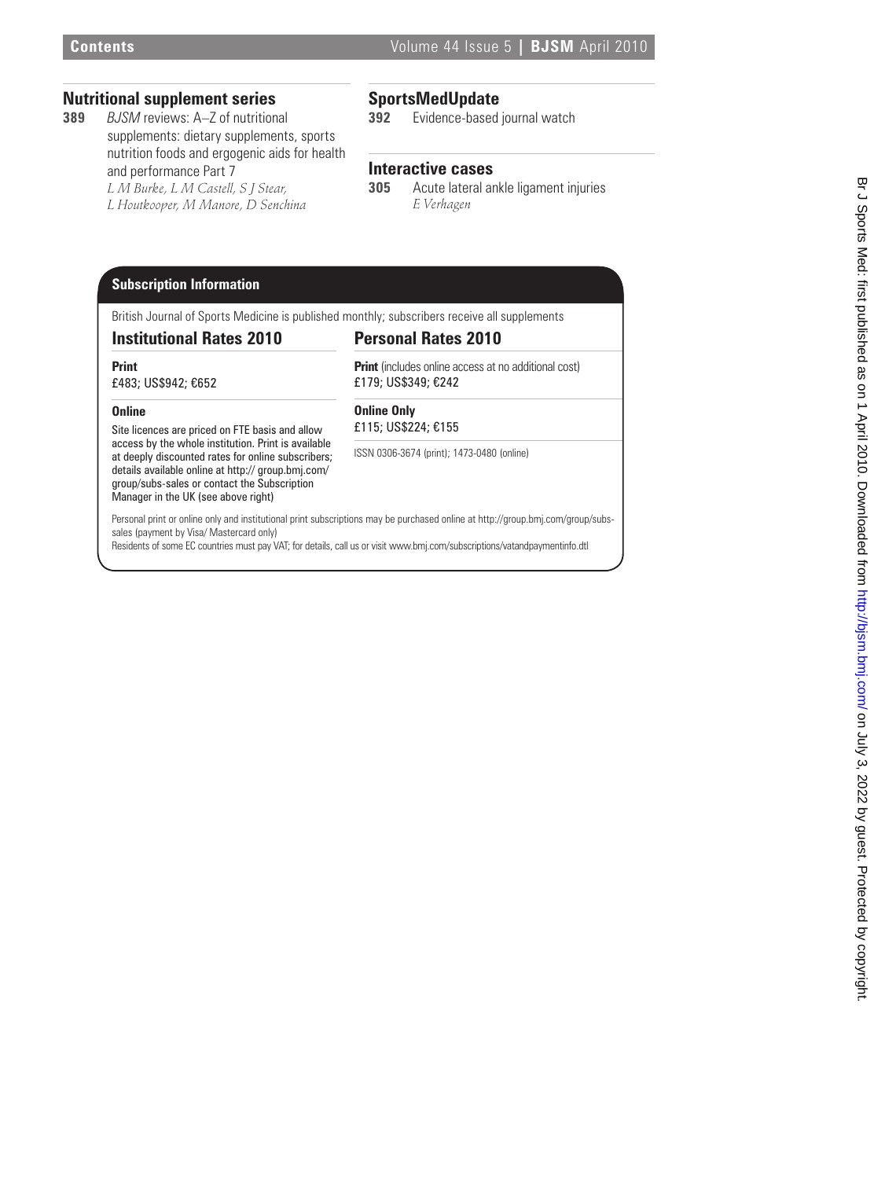## Nutritional supplement series

**389** *BJSM* reviews: A–Z of nutritional supplements: dietary supplements, sports nutrition foods and ergogenic aids for health and performance Part 7
*L M Burke, L M Castell, S J Stear, L Houtkooper, M Manore, D Senchina*

## SportsMedUpdate

**392** Evidence-based journal watch

## Interactive cases

**305** Acute lateral ankle ligament injuries
*E Verhagen*

### Subscription Information

British Journal of Sports Medicine is published monthly; subscribers receive all supplements

#### Institutional Rates 2010

**Print**
£483; US$942; €652

**Online**
Site licences are priced on FTE basis and allow access by the whole institution. Print is available at deeply discounted rates for online subscribers; details available online at http:// group.bmj.com/group/subs-sales or contact the Subscription Manager in the UK (see above right)

#### Personal Rates 2010

**Print** (includes online access at no additional cost)
£179; US$349; €242

**Online Only**
£115; US$224; €155

ISSN 0306-3674 (print); 1473-0480 (online)

Personal print or online only and institutional print subscriptions may be purchased online at http://group.bmj.com/group/subs-sales (payment by Visa/ Mastercard only)
Residents of some EC countries must pay VAT; for details, call us or visit www.bmj.com/subscriptions/vatandpaymentinfo.dtl